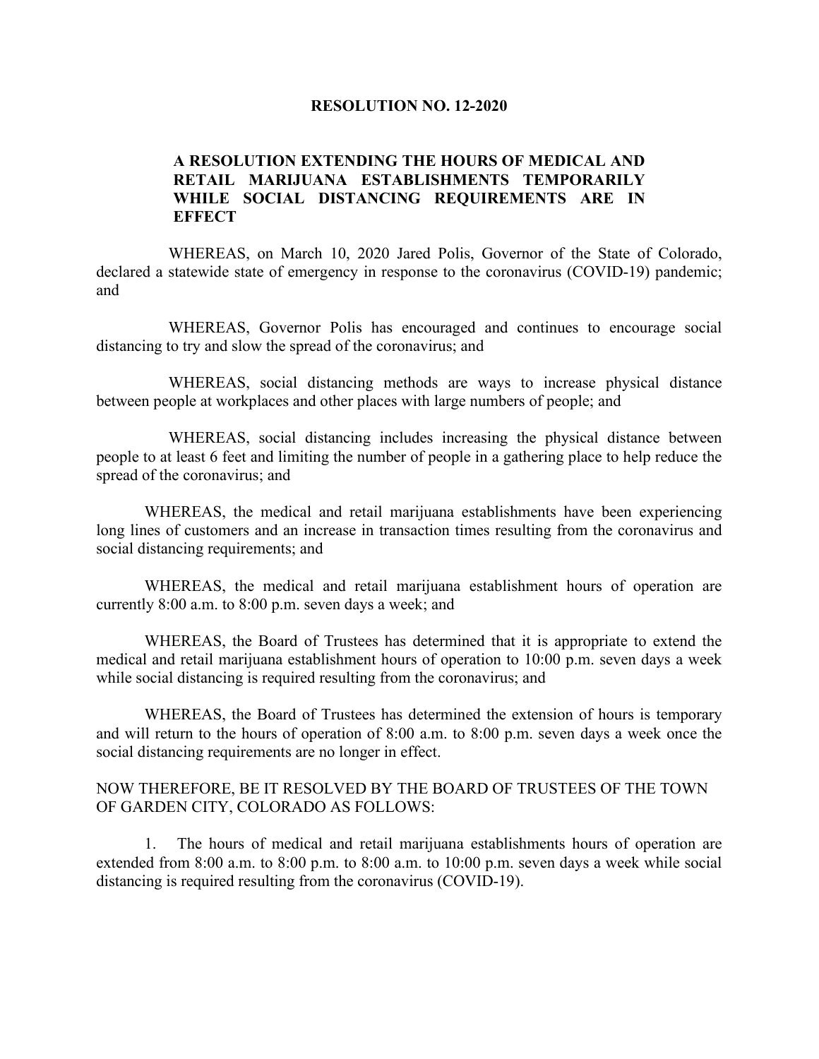# RESOLUTION NO. 12-2020

## A RESOLUTION EXTENDING THE HOURS OF MEDICAL AND RETAIL MARIJUANA ESTABLISHMENTS TEMPORARILY WHILE SOCIAL DISTANCING REQUIREMENTS ARE IN EFFECT

WHEREAS, on March 10, 2020 Jared Polis, Governor of the State of Colorado, declared a statewide state of emergency in response to the coronavirus (COVID-19) pandemic; and

WHEREAS, Governor Polis has encouraged and continues to encourage social distancing to try and slow the spread of the coronavirus; and

WHEREAS, social distancing methods are ways to increase physical distance between people at workplaces and other places with large numbers of people; and

WHEREAS, social distancing includes increasing the physical distance between people to at least 6 feet and limiting the number of people in a gathering place to help reduce the spread of the coronavirus; and

WHEREAS, the medical and retail marijuana establishments have been experiencing long lines of customers and an increase in transaction times resulting from the coronavirus and social distancing requirements; and

WHEREAS, the medical and retail marijuana establishment hours of operation are currently 8:00 a.m. to 8:00 p.m. seven days a week; and

WHEREAS, the Board of Trustees has determined that it is appropriate to extend the medical and retail marijuana establishment hours of operation to 10:00 p.m. seven days a week while social distancing is required resulting from the coronavirus; and

WHEREAS, the Board of Trustees has determined the extension of hours is temporary and will return to the hours of operation of 8:00 a.m. to 8:00 p.m. seven days a week once the social distancing requirements are no longer in effect.

NOW THEREFORE, BE IT RESOLVED BY THE BOARD OF TRUSTEES OF THE TOWN OF GARDEN CITY, COLORADO AS FOLLOWS:

1. The hours of medical and retail marijuana establishments hours of operation are extended from 8:00 a.m. to 8:00 p.m. to 8:00 a.m. to 10:00 p.m. seven days a week while social distancing is required resulting from the coronavirus (COVID-19).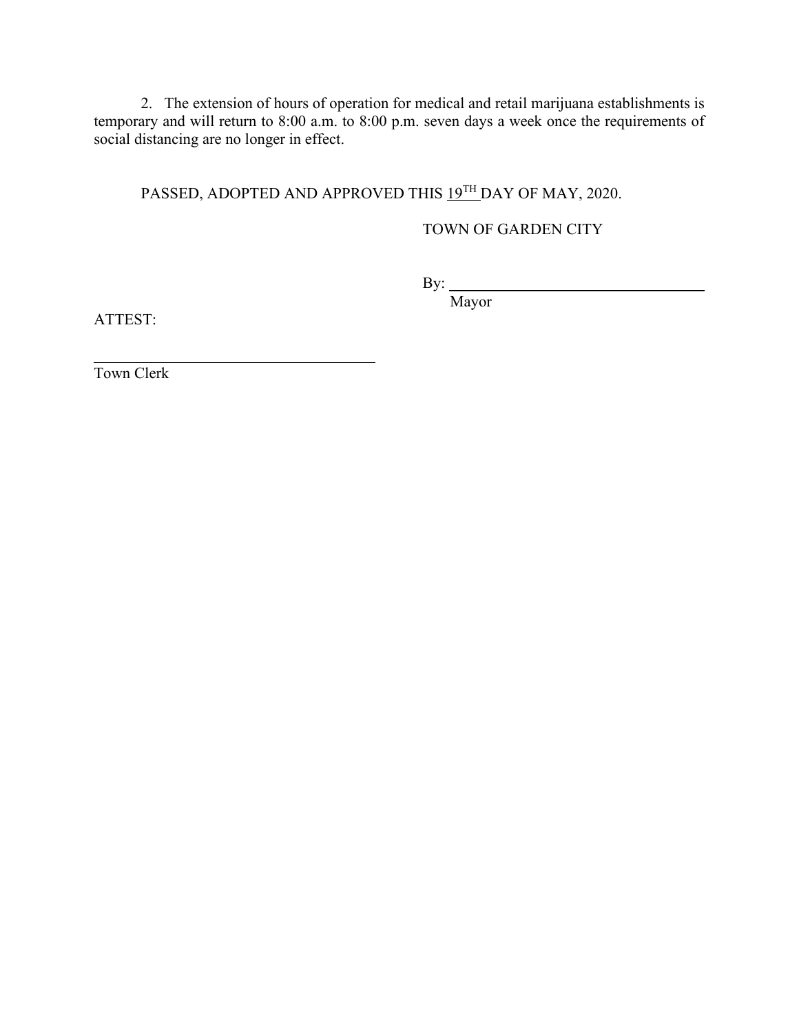2. The extension of hours of operation for medical and retail marijuana establishments is temporary and will return to 8:00 a.m. to 8:00 p.m. seven days a week once the requirements of social distancing are no longer in effect.

PASSED, ADOPTED AND APPROVED THIS 19TH DAY OF MAY, 2020.

TOWN OF GARDEN CITY

By: ___________________________________

Mayor

ATTEST:

_______________________________________

Town Clerk